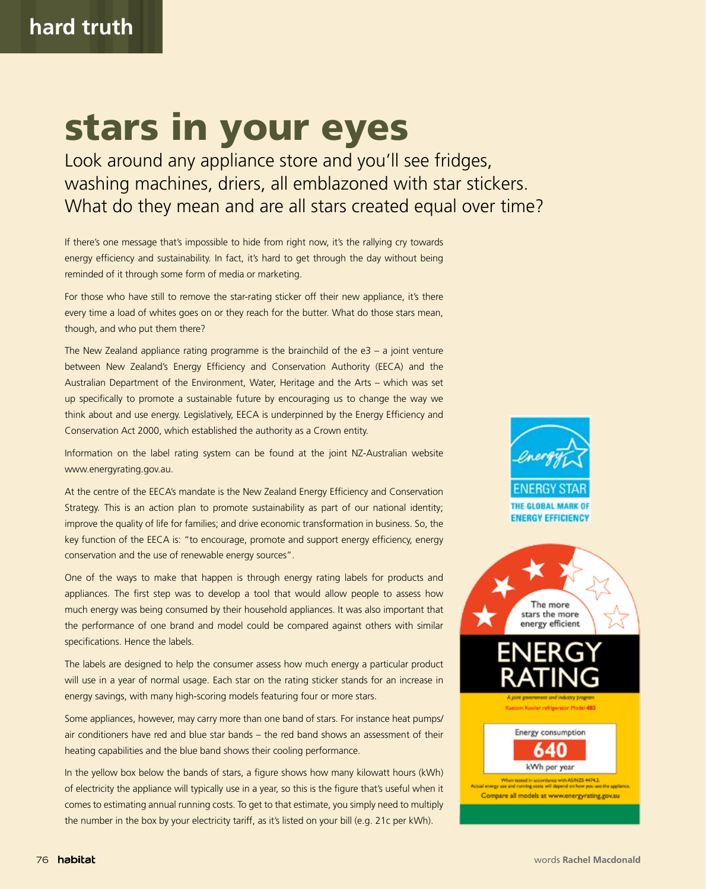# stars in your eyes

Look around any appliance store and you'll see fridges, washing machines, driers, all emblazoned with star stickers. What do they mean and are all stars created equal over time?

If there's one message that's impossible to hide from right now, it's the rallying cry towards energy efficiency and sustainability. In fact, it's hard to get through the day without being reminded of it through some form of media or marketing.

For those who have still to remove the star-rating sticker off their new appliance, it's there every time a load of whites goes on or they reach for the butter. What do those stars mean, though, and who put them there?

The New Zealand appliance rating programme is the brainchild of the e3 – a joint venture between New Zealand's Energy Efficiency and Conservation Authority (EECA) and the Australian Department of the Environment, Water, Heritage and the Arts – which was set up specifically to promote a sustainable future by encouraging us to change the way we think about and use energy. Legislatively, EECA is underpinned by the Energy Efficiency and Conservation Act 2000, which established the authority as a Crown entity.

Information on the label rating system can be found at the joint NZ-Australian website www.energyrating.gov.au.

At the centre of the EECA's mandate is the New Zealand Energy Efficiency and Conservation Strategy. This is an action plan to promote sustainability as part of our national identity; improve the quality of life for families; and drive economic transformation in business. So, the key function of the EECA is: "to encourage, promote and support energy efficiency, energy conservation and the use of renewable energy sources".

One of the ways to make that happen is through energy rating labels for products and appliances. The first step was to develop a tool that would allow people to assess how much energy was being consumed by their household appliances. It was also important that the performance of one brand and model could be compared against others with similar specifications. Hence the labels.

The labels are designed to help the consumer assess how much energy a particular product will use in a year of normal usage. Each star on the rating sticker stands for an increase in energy savings, with many high-scoring models featuring four or more stars.

Some appliances, however, may carry more than one band of stars. For instance heat pumps/air conditioners have red and blue star bands – the red band shows an assessment of their heating capabilities and the blue band shows their cooling performance.

In the yellow box below the bands of stars, a figure shows how many kilowatt hours (kWh) of electricity the appliance will typically use in a year, so this is the figure that's useful when it comes to estimating annual running costs. To get to that estimate, you simply need to multiply the number in the box by your electricity tariff, as it's listed on your bill (e.g. 21c per kWh).

ENERGY STAR
THE GLOBAL MARK OF ENERGY EFFICIENCY

The more stars the more energy efficient

ENERGY RATING

A joint government and industry program
Kustom Kooler refrigerator Model 485

Energy consumption
640
kWh per year

When tested in accordance with AS/NZS 4474.2.
Actual energy use and running costs will depend on how you use the appliance.
Compare all models at www.energyrating.gov.au

words **Rachel Macdonald**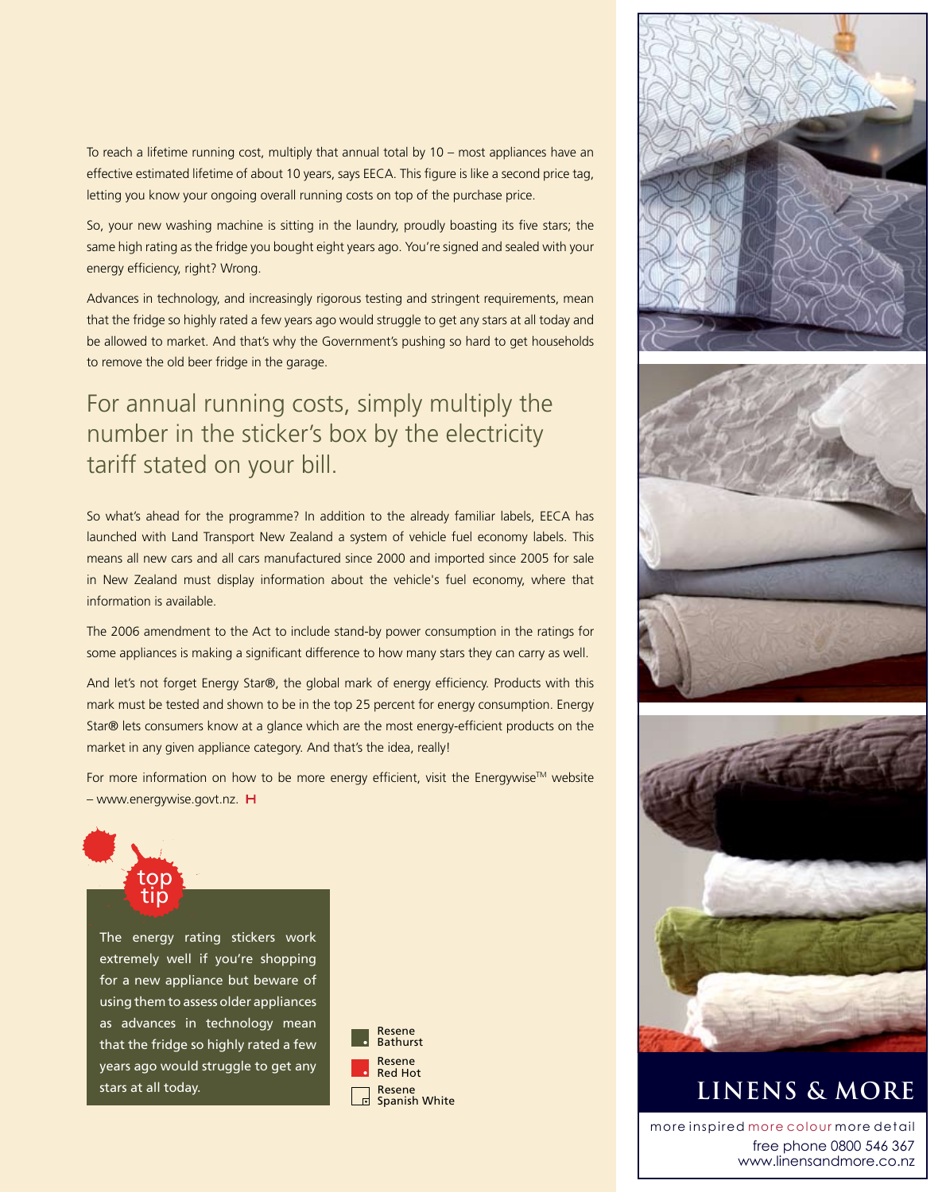To reach a lifetime running cost, multiply that annual total by 10 – most appliances have an effective estimated lifetime of about 10 years, says EECA. This figure is like a second price tag, letting you know your ongoing overall running costs on top of the purchase price.

So, your new washing machine is sitting in the laundry, proudly boasting its five stars; the same high rating as the fridge you bought eight years ago. You're signed and sealed with your energy efficiency, right? Wrong.

Advances in technology, and increasingly rigorous testing and stringent requirements, mean that the fridge so highly rated a few years ago would struggle to get any stars at all today and be allowed to market. And that's why the Government's pushing so hard to get households to remove the old beer fridge in the garage.

## For annual running costs, simply multiply the number in the sticker's box by the electricity tariff stated on your bill.

So what's ahead for the programme? In addition to the already familiar labels, EECA has launched with Land Transport New Zealand a system of vehicle fuel economy labels. This means all new cars and all cars manufactured since 2000 and imported since 2005 for sale in New Zealand must display information about the vehicle's fuel economy, where that information is available.

The 2006 amendment to the Act to include stand-by power consumption in the ratings for some appliances is making a significant difference to how many stars they can carry as well.

And let's not forget Energy Star®, the global mark of energy efficiency. Products with this mark must be tested and shown to be in the top 25 percent for energy consumption. Energy Star® lets consumers know at a glance which are the most energy-efficient products on the market in any given appliance category. And that's the idea, really!

For more information on how to be more energy efficient, visit the Energywise™ website – www.energywise.govt.nz. H

**top tip**

The energy rating stickers work extremely well if you're shopping for a new appliance but beware of using them to assess older appliances as advances in technology mean that the fridge so highly rated a few years ago would struggle to get any stars at all today.

Resene Bathurst

Resene Red Hot

Resene Spanish White

**LINENS & MORE**

more inspired more colour more detail

free phone 0800 546 367

www.linensandmore.co.nz